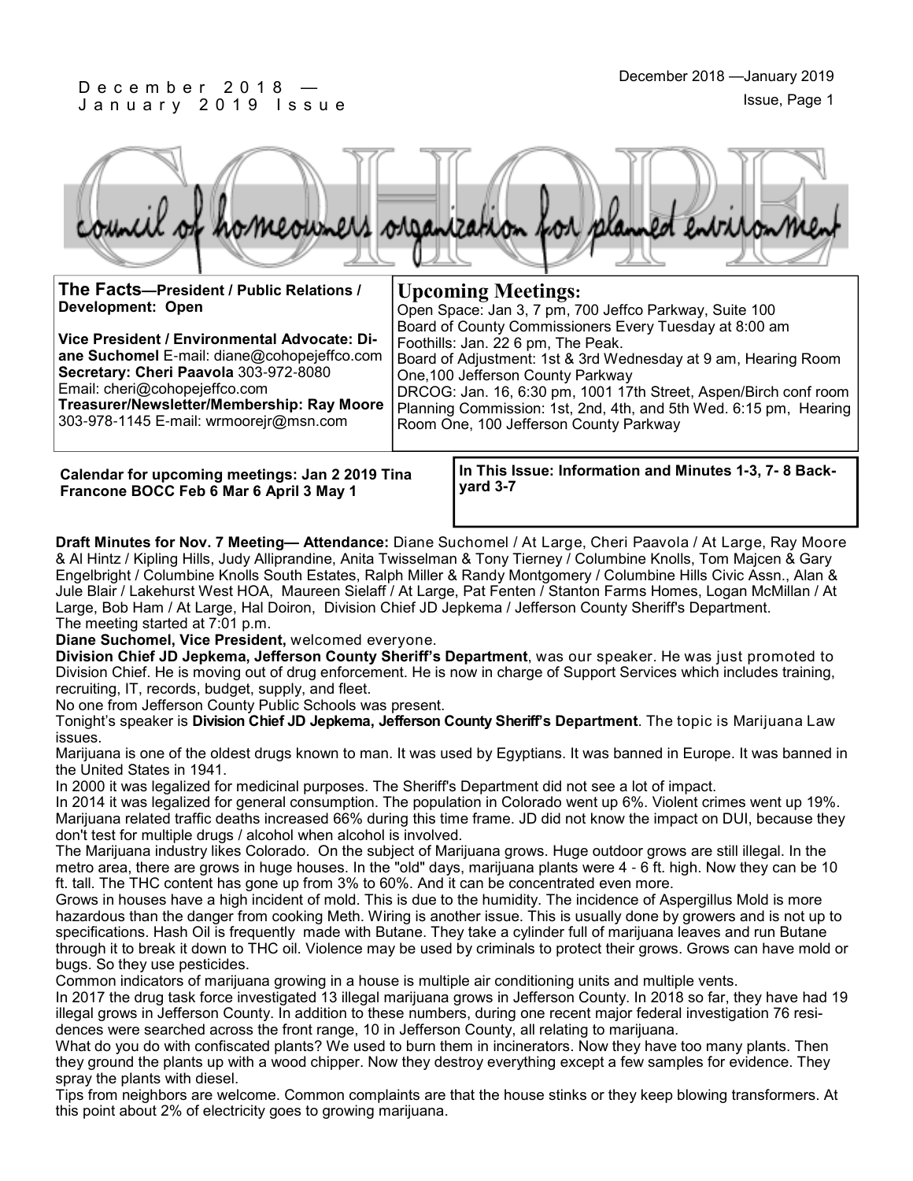December 2018 — January 2019 Issue

# COHOPE

council of homeowners organization for planned environment

**The Facts—President / Public Relations / Development: Open**

**Vice President / Environmental Advocate: Diane Suchomel** E-mail: diane@cohopejeffco.com
**Secretary: Cheri Paavola** 303-972-8080
Email: cheri@cohopejeffco.com
**Treasurer/Newsletter/Membership: Ray Moore** 303-978-1145 E-mail: wrmoorejr@msn.com

## Upcoming Meetings:

Open Space: Jan 3, 7 pm, 700 Jeffco Parkway, Suite 100
Board of County Commissioners Every Tuesday at 8:00 am
Foothills: Jan. 22 6 pm, The Peak.
Board of Adjustment: 1st & 3rd Wednesday at 9 am, Hearing Room One,100 Jefferson County Parkway
DRCOG: Jan. 16, 6:30 pm, 1001 17th Street, Aspen/Birch conf room
Planning Commission: 1st, 2nd, 4th, and 5th Wed. 6:15 pm, Hearing Room One, 100 Jefferson County Parkway

**Calendar for upcoming meetings: Jan 2 2019 Tina Francone BOCC Feb 6 Mar 6 April 3 May 1**

**In This Issue: Information and Minutes 1-3, 7- 8 Backyard 3-7**

**Draft Minutes for Nov. 7 Meeting— Attendance:** Diane Suchomel / At Large, Cheri Paavola / At Large, Ray Moore & Al Hintz / Kipling Hills, Judy Alliprandine, Anita Twisselman & Tony Tierney / Columbine Knolls, Tom Majcen & Gary Engelbright / Columbine Knolls South Estates, Ralph Miller & Randy Montgomery / Columbine Hills Civic Assn., Alan & Jule Blair / Lakehurst West HOA, Maureen Sielaff / At Large, Pat Fenten / Stanton Farms Homes, Logan McMillan / At Large, Bob Ham / At Large, Hal Doiron, Division Chief JD Jepkema / Jefferson County Sheriff's Department.

The meeting started at 7:01 p.m.

**Diane Suchomel, Vice President,** welcomed everyone.

**Division Chief JD Jepkema, Jefferson County Sheriff's Department**, was our speaker. He was just promoted to Division Chief. He is moving out of drug enforcement. He is now in charge of Support Services which includes training, recruiting, IT, records, budget, supply, and fleet.

No one from Jefferson County Public Schools was present.

Tonight's speaker is **Division Chief JD Jepkema, Jefferson County Sheriff's Department**. The topic is Marijuana Law issues.

Marijuana is one of the oldest drugs known to man. It was used by Egyptians. It was banned in Europe. It was banned in the United States in 1941.

In 2000 it was legalized for medicinal purposes. The Sheriff's Department did not see a lot of impact.

In 2014 it was legalized for general consumption. The population in Colorado went up 6%. Violent crimes went up 19%. Marijuana related traffic deaths increased 66% during this time frame. JD did not know the impact on DUI, because they don't test for multiple drugs / alcohol when alcohol is involved.

The Marijuana industry likes Colorado. On the subject of Marijuana grows. Huge outdoor grows are still illegal. In the metro area, there are grows in huge houses. In the "old" days, marijuana plants were 4 - 6 ft. high. Now they can be 10 ft. tall. The THC content has gone up from 3% to 60%. And it can be concentrated even more.

Grows in houses have a high incident of mold. This is due to the humidity. The incidence of Aspergillus Mold is more hazardous than the danger from cooking Meth. Wiring is another issue. This is usually done by growers and is not up to specifications. Hash Oil is frequently made with Butane. They take a cylinder full of marijuana leaves and run Butane through it to break it down to THC oil. Violence may be used by criminals to protect their grows. Grows can have mold or bugs. So they use pesticides.

Common indicators of marijuana growing in a house is multiple air conditioning units and multiple vents.

In 2017 the drug task force investigated 13 illegal marijuana grows in Jefferson County. In 2018 so far, they have had 19 illegal grows in Jefferson County. In addition to these numbers, during one recent major federal investigation 76 residences were searched across the front range, 10 in Jefferson County, all relating to marijuana.

What do you do with confiscated plants? We used to burn them in incinerators. Now they have too many plants. Then they ground the plants up with a wood chipper. Now they destroy everything except a few samples for evidence. They spray the plants with diesel.

Tips from neighbors are welcome. Common complaints are that the house stinks or they keep blowing transformers. At this point about 2% of electricity goes to growing marijuana.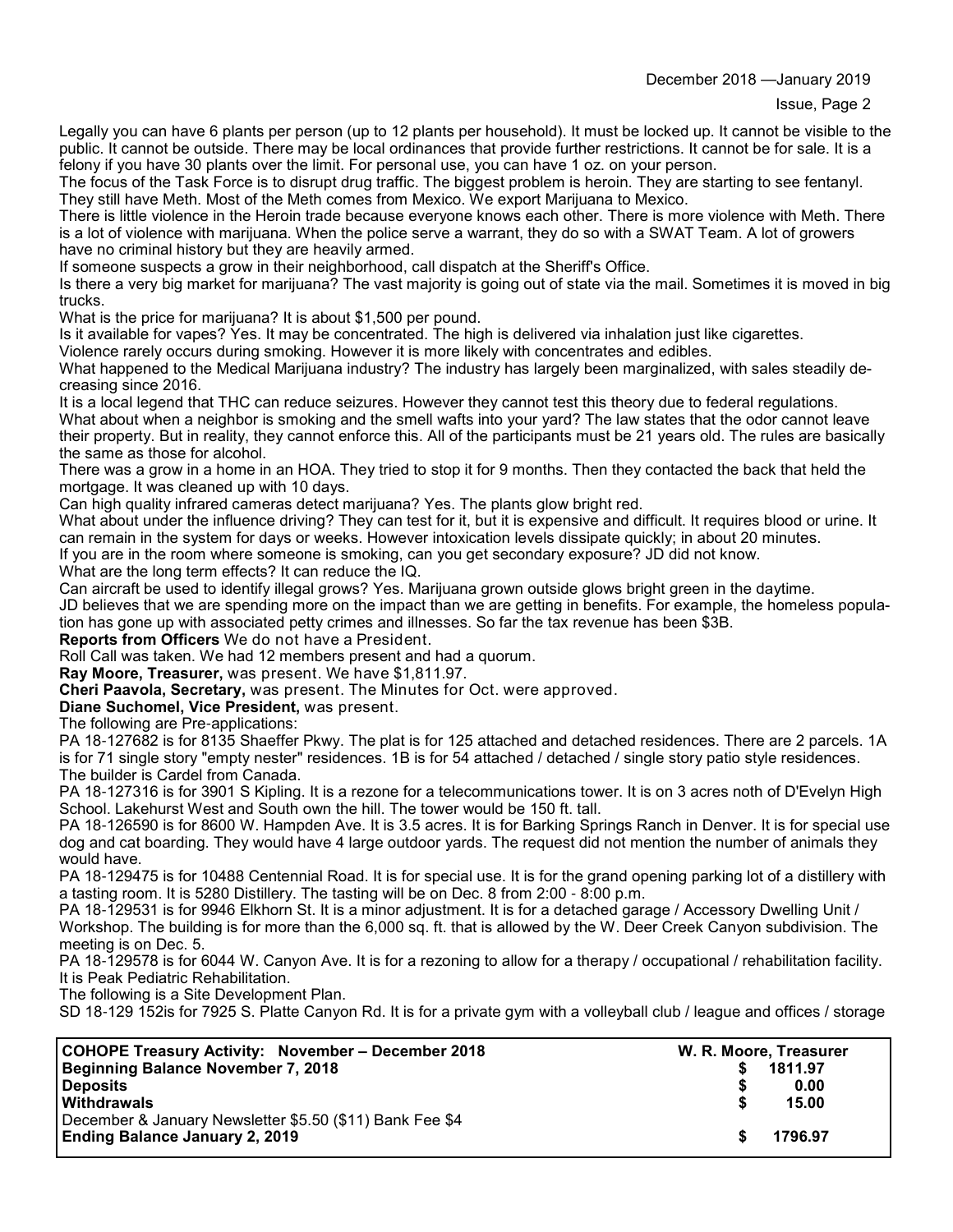Legally you can have 6 plants per person (up to 12 plants per household). It must be locked up. It cannot be visible to the public. It cannot be outside. There may be local ordinances that provide further restrictions. It cannot be for sale. It is a felony if you have 30 plants over the limit. For personal use, you can have 1 oz. on your person.

The focus of the Task Force is to disrupt drug traffic. The biggest problem is heroin. They are starting to see fentanyl. They still have Meth. Most of the Meth comes from Mexico. We export Marijuana to Mexico.

There is little violence in the Heroin trade because everyone knows each other. There is more violence with Meth. There is a lot of violence with marijuana. When the police serve a warrant, they do so with a SWAT Team. A lot of growers have no criminal history but they are heavily armed.

If someone suspects a grow in their neighborhood, call dispatch at the Sheriff's Office.

Is there a very big market for marijuana? The vast majority is going out of state via the mail. Sometimes it is moved in big trucks.

What is the price for marijuana? It is about $1,500 per pound.

Is it available for vapes? Yes. It may be concentrated. The high is delivered via inhalation just like cigarettes.

Violence rarely occurs during smoking. However it is more likely with concentrates and edibles.

What happened to the Medical Marijuana industry? The industry has largely been marginalized, with sales steadily decreasing since 2016.

It is a local legend that THC can reduce seizures. However they cannot test this theory due to federal regulations.

What about when a neighbor is smoking and the smell wafts into your yard? The law states that the odor cannot leave their property. But in reality, they cannot enforce this. All of the participants must be 21 years old. The rules are basically the same as those for alcohol.

There was a grow in a home in an HOA. They tried to stop it for 9 months. Then they contacted the back that held the mortgage. It was cleaned up with 10 days.

Can high quality infrared cameras detect marijuana? Yes. The plants glow bright red.

What about under the influence driving? They can test for it, but it is expensive and difficult. It requires blood or urine. It can remain in the system for days or weeks. However intoxication levels dissipate quickly; in about 20 minutes.

If you are in the room where someone is smoking, can you get secondary exposure? JD did not know.

What are the long term effects? It can reduce the IQ.

Can aircraft be used to identify illegal grows? Yes. Marijuana grown outside glows bright green in the daytime.

JD believes that we are spending more on the impact than we are getting in benefits. For example, the homeless population has gone up with associated petty crimes and illnesses. So far the tax revenue has been $3B.

**Reports from Officers** We do not have a President.

Roll Call was taken. We had 12 members present and had a quorum.

**Ray Moore, Treasurer,** was present. We have $1,811.97.

**Cheri Paavola, Secretary,** was present. The Minutes for Oct. were approved.

**Diane Suchomel, Vice President,** was present.

The following are Pre-applications:

PA 18-127682 is for 8135 Shaeffer Pkwy. The plat is for 125 attached and detached residences. There are 2 parcels. 1A is for 71 single story "empty nester" residences. 1B is for 54 attached / detached / single story patio style residences. The builder is Cardel from Canada.

PA 18-127316 is for 3901 S Kipling. It is a rezone for a telecommunications tower. It is on 3 acres noth of D'Evelyn High School. Lakehurst West and South own the hill. The tower would be 150 ft. tall.

PA 18-126590 is for 8600 W. Hampden Ave. It is 3.5 acres. It is for Barking Springs Ranch in Denver. It is for special use dog and cat boarding. They would have 4 large outdoor yards. The request did not mention the number of animals they would have.

PA 18-129475 is for 10488 Centennial Road. It is for special use. It is for the grand opening parking lot of a distillery with a tasting room. It is 5280 Distillery. The tasting will be on Dec. 8 from 2:00 - 8:00 p.m.

PA 18-129531 is for 9946 Elkhorn St. It is a minor adjustment. It is for a detached garage / Accessory Dwelling Unit / Workshop. The building is for more than the 6,000 sq. ft. that is allowed by the W. Deer Creek Canyon subdivision. The meeting is on Dec. 5.

PA 18-129578 is for 6044 W. Canyon Ave. It is for a rezoning to allow for a therapy / occupational / rehabilitation facility. It is Peak Pediatric Rehabilitation.

The following is a Site Development Plan.

SD 18-129 152is for 7925 S. Platte Canyon Rd. It is for a private gym with a volleyball club / league and offices / storage

| **COHOPE Treasury Activity: November – December 2018** | **W. R. Moore, Treasurer** |
|---|---|
| **Beginning Balance November 7, 2018** | **$ 1811.97** |
| **Deposits** | **$ 0.00** |
| **Withdrawals** | **$ 15.00** |
| December & January Newsletter $5.50 ($11) Bank Fee $4 | |
| **Ending Balance January 2, 2019** | **$ 1796.97** |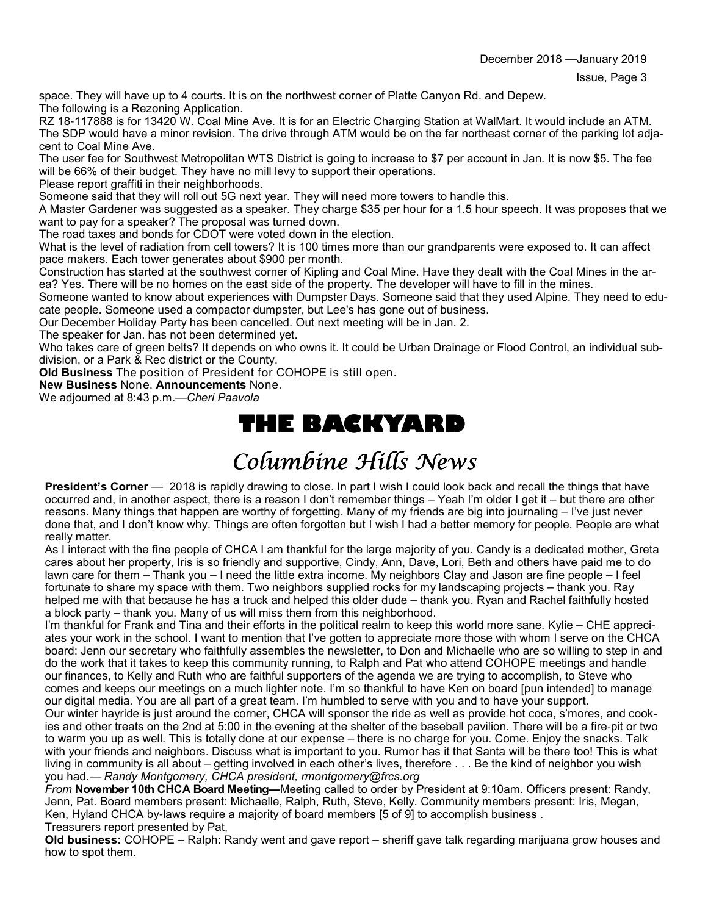space. They will have up to 4 courts. It is on the northwest corner of Platte Canyon Rd. and Depew.

The following is a Rezoning Application.

RZ 18-117888 is for 13420 W. Coal Mine Ave. It is for an Electric Charging Station at WalMart. It would include an ATM. The SDP would have a minor revision. The drive through ATM would be on the far northeast corner of the parking lot adjacent to Coal Mine Ave.

The user fee for Southwest Metropolitan WTS District is going to increase to $7 per account in Jan. It is now $5. The fee will be 66% of their budget. They have no mill levy to support their operations.

Please report graffiti in their neighborhoods.

Someone said that they will roll out 5G next year. They will need more towers to handle this.

A Master Gardener was suggested as a speaker. They charge $35 per hour for a 1.5 hour speech. It was proposes that we want to pay for a speaker? The proposal was turned down.

The road taxes and bonds for CDOT were voted down in the election.

What is the level of radiation from cell towers? It is 100 times more than our grandparents were exposed to. It can affect pace makers. Each tower generates about $900 per month.

Construction has started at the southwest corner of Kipling and Coal Mine. Have they dealt with the Coal Mines in the area? Yes. There will be no homes on the east side of the property. The developer will have to fill in the mines.

Someone wanted to know about experiences with Dumpster Days. Someone said that they used Alpine. They need to educate people. Someone used a compactor dumpster, but Lee's has gone out of business.

Our December Holiday Party has been cancelled. Out next meeting will be in Jan. 2.

The speaker for Jan. has not been determined yet.

Who takes care of green belts? It depends on who owns it. It could be Urban Drainage or Flood Control, an individual subdivision, or a Park & Rec district or the County.

**Old Business** The position of President for COHOPE is still open.

**New Business** None. **Announcements** None.

We adjourned at 8:43 p.m.—*Cheri Paavola*

# THE BACKYARD

## *Columbine Hills News*

**President's Corner** — 2018 is rapidly drawing to close. In part I wish I could look back and recall the things that have occurred and, in another aspect, there is a reason I don't remember things – Yeah I'm older I get it – but there are other reasons. Many things that happen are worthy of forgetting. Many of my friends are big into journaling – I've just never done that, and I don't know why. Things are often forgotten but I wish I had a better memory for people. People are what really matter.

As I interact with the fine people of CHCA I am thankful for the large majority of you. Candy is a dedicated mother, Greta cares about her property, Iris is so friendly and supportive, Cindy, Ann, Dave, Lori, Beth and others have paid me to do lawn care for them – Thank you – I need the little extra income. My neighbors Clay and Jason are fine people – I feel fortunate to share my space with them. Two neighbors supplied rocks for my landscaping projects – thank you. Ray helped me with that because he has a truck and helped this older dude – thank you. Ryan and Rachel faithfully hosted a block party – thank you. Many of us will miss them from this neighborhood.

I'm thankful for Frank and Tina and their efforts in the political realm to keep this world more sane. Kylie – CHE appreciates your work in the school. I want to mention that I've gotten to appreciate more those with whom I serve on the CHCA board: Jenn our secretary who faithfully assembles the newsletter, to Don and Michaelle who are so willing to step in and do the work that it takes to keep this community running, to Ralph and Pat who attend COHOPE meetings and handle our finances, to Kelly and Ruth who are faithful supporters of the agenda we are trying to accomplish, to Steve who comes and keeps our meetings on a much lighter note. I'm so thankful to have Ken on board [pun intended] to manage our digital media. You are all part of a great team. I'm humbled to serve with you and to have your support.

Our winter hayride is just around the corner, CHCA will sponsor the ride as well as provide hot coca, s'mores, and cookies and other treats on the 2nd at 5:00 in the evening at the shelter of the baseball pavilion. There will be a fire-pit or two to warm you up as well. This is totally done at our expense – there is no charge for you. Come. Enjoy the snacks. Talk with your friends and neighbors. Discuss what is important to you. Rumor has it that Santa will be there too! This is what living in community is all about – getting involved in each other's lives, therefore . . . Be the kind of neighbor you wish you had.— *Randy Montgomery, CHCA president, rmontgomery@frcs.org*

*From* **November 10th CHCA Board Meeting—**Meeting called to order by President at 9:10am. Officers present: Randy, Jenn, Pat. Board members present: Michaelle, Ralph, Ruth, Steve, Kelly. Community members present: Iris, Megan, Ken, Hyland CHCA by-laws require a majority of board members [5 of 9] to accomplish business .

Treasurers report presented by Pat,

**Old business:** COHOPE – Ralph: Randy went and gave report – sheriff gave talk regarding marijuana grow houses and how to spot them.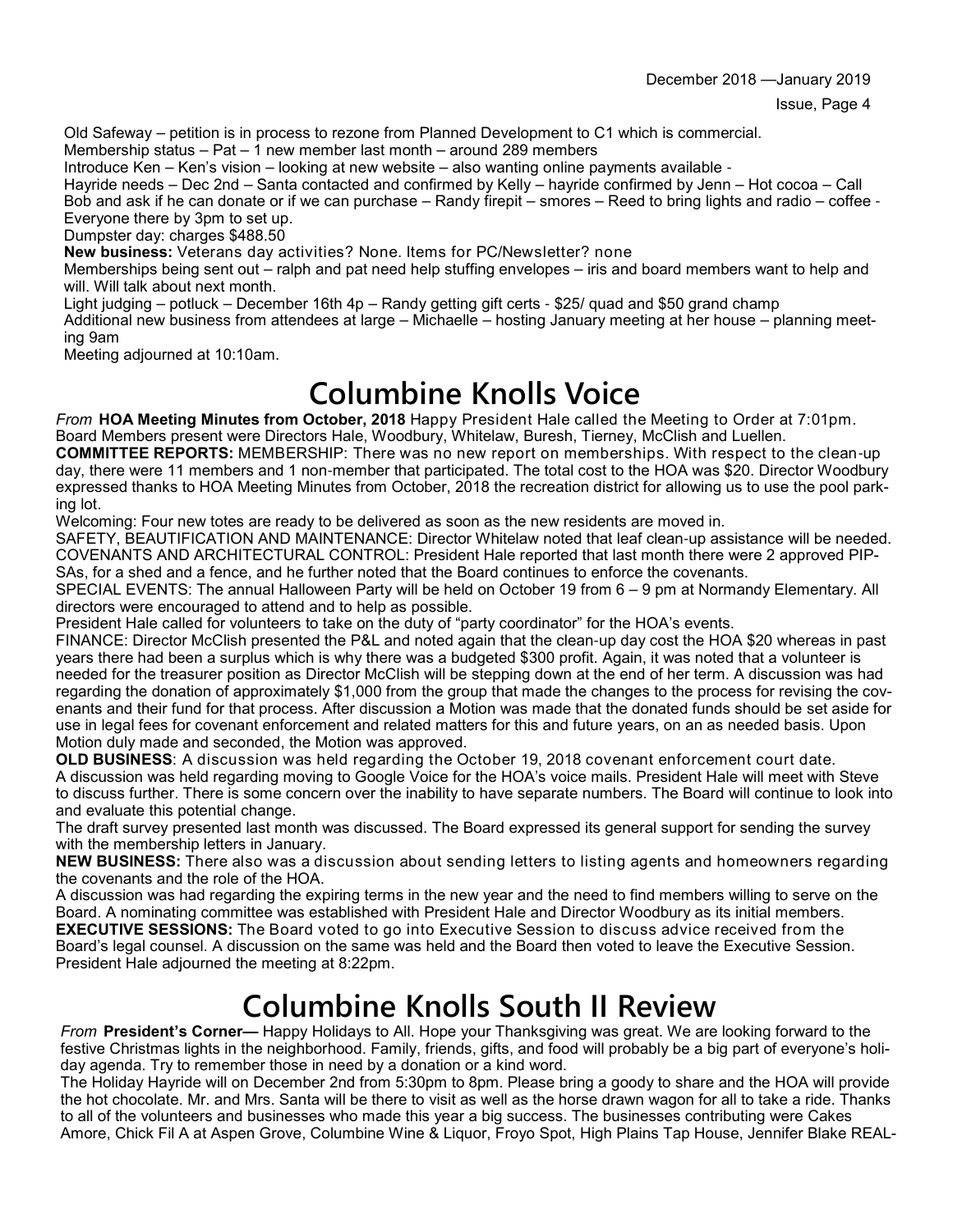Old Safeway – petition is in process to rezone from Planned Development to C1 which is commercial.

Membership status – Pat – 1 new member last month – around 289 members

Introduce Ken – Ken's vision – looking at new website – also wanting online payments available -

Hayride needs – Dec 2nd – Santa contacted and confirmed by Kelly – hayride confirmed by Jenn – Hot cocoa – Call Bob and ask if he can donate or if we can purchase – Randy firepit – smores – Reed to bring lights and radio – coffee - Everyone there by 3pm to set up.

Dumpster day: charges $488.50

**New business:** Veterans day activities? None. Items for PC/Newsletter? none

Memberships being sent out – ralph and pat need help stuffing envelopes – iris and board members want to help and will. Will talk about next month.

Light judging – potluck – December 16th 4p – Randy getting gift certs - $25/ quad and $50 grand champ

Additional new business from attendees at large – Michaelle – hosting January meeting at her house – planning meeting 9am

Meeting adjourned at 10:10am.

# Columbine Knolls Voice

*From* **HOA Meeting Minutes from October, 2018** Happy President Hale called the Meeting to Order at 7:01pm. Board Members present were Directors Hale, Woodbury, Whitelaw, Buresh, Tierney, McClish and Luellen.

**COMMITTEE REPORTS:** MEMBERSHIP: There was no new report on memberships. With respect to the clean-up day, there were 11 members and 1 non-member that participated. The total cost to the HOA was $20. Director Woodbury expressed thanks to HOA Meeting Minutes from October, 2018 the recreation district for allowing us to use the pool parking lot.

Welcoming: Four new totes are ready to be delivered as soon as the new residents are moved in.

SAFETY, BEAUTIFICATION AND MAINTENANCE: Director Whitelaw noted that leaf clean-up assistance will be needed.

COVENANTS AND ARCHITECTURAL CONTROL: President Hale reported that last month there were 2 approved PIPSAs, for a shed and a fence, and he further noted that the Board continues to enforce the covenants.

SPECIAL EVENTS: The annual Halloween Party will be held on October 19 from 6 – 9 pm at Normandy Elementary. All directors were encouraged to attend and to help as possible.

President Hale called for volunteers to take on the duty of "party coordinator" for the HOA's events.

FINANCE: Director McClish presented the P&L and noted again that the clean-up day cost the HOA $20 whereas in past years there had been a surplus which is why there was a budgeted $300 profit. Again, it was noted that a volunteer is needed for the treasurer position as Director McClish will be stepping down at the end of her term. A discussion was had regarding the donation of approximately $1,000 from the group that made the changes to the process for revising the covenants and their fund for that process. After discussion a Motion was made that the donated funds should be set aside for use in legal fees for covenant enforcement and related matters for this and future years, on an as needed basis. Upon Motion duly made and seconded, the Motion was approved.

**OLD BUSINESS**: A discussion was held regarding the October 19, 2018 covenant enforcement court date.

A discussion was held regarding moving to Google Voice for the HOA's voice mails. President Hale will meet with Steve to discuss further. There is some concern over the inability to have separate numbers. The Board will continue to look into and evaluate this potential change.

The draft survey presented last month was discussed. The Board expressed its general support for sending the survey with the membership letters in January.

**NEW BUSINESS:** There also was a discussion about sending letters to listing agents and homeowners regarding the covenants and the role of the HOA.

A discussion was had regarding the expiring terms in the new year and the need to find members willing to serve on the Board. A nominating committee was established with President Hale and Director Woodbury as its initial members.

**EXECUTIVE SESSIONS:** The Board voted to go into Executive Session to discuss advice received from the Board's legal counsel. A discussion on the same was held and the Board then voted to leave the Executive Session. President Hale adjourned the meeting at 8:22pm.

# Columbine Knolls South II Review

*From* **President's Corner—** Happy Holidays to All. Hope your Thanksgiving was great. We are looking forward to the festive Christmas lights in the neighborhood. Family, friends, gifts, and food will probably be a big part of everyone's holiday agenda. Try to remember those in need by a donation or a kind word.

The Holiday Hayride will on December 2nd from 5:30pm to 8pm. Please bring a goody to share and the HOA will provide the hot chocolate. Mr. and Mrs. Santa will be there to visit as well as the horse drawn wagon for all to take a ride. Thanks to all of the volunteers and businesses who made this year a big success. The businesses contributing were Cakes Amore, Chick Fil A at Aspen Grove, Columbine Wine & Liquor, Froyo Spot, High Plains Tap House, Jennifer Blake REAL-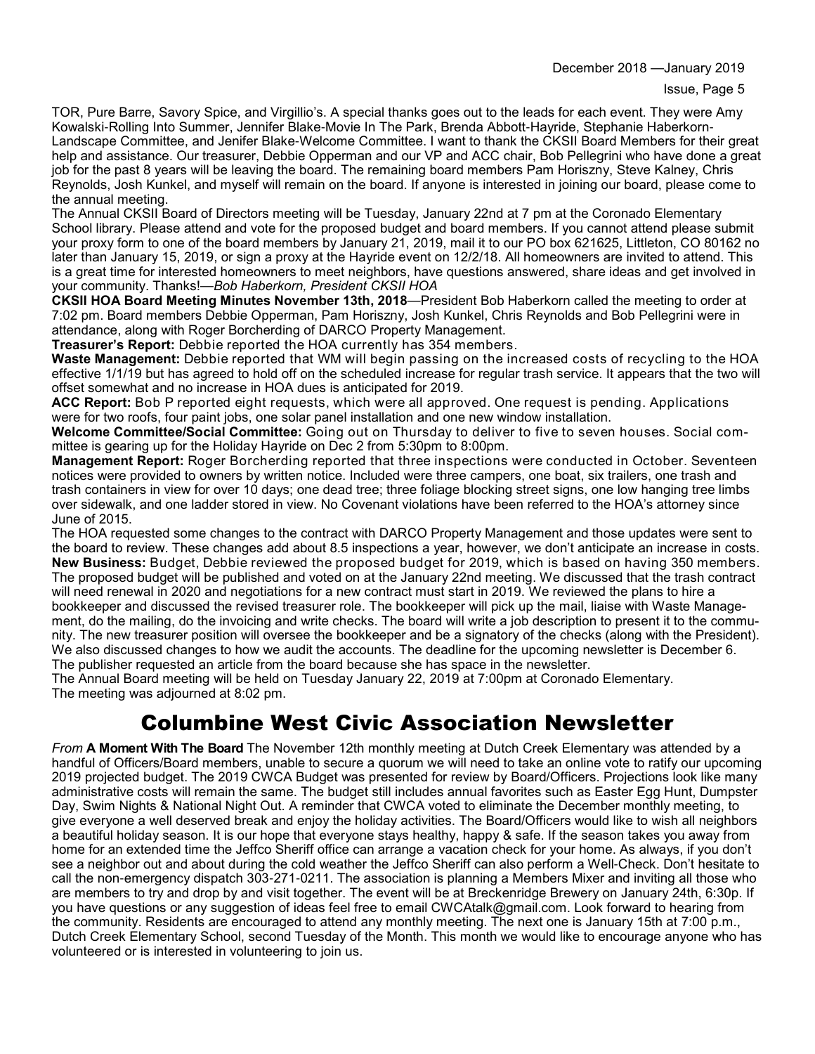TOR, Pure Barre, Savory Spice, and Virgillio's. A special thanks goes out to the leads for each event. They were Amy Kowalski-Rolling Into Summer, Jennifer Blake-Movie In The Park, Brenda Abbott-Hayride, Stephanie Haberkorn-Landscape Committee, and Jenifer Blake-Welcome Committee. I want to thank the CKSII Board Members for their great help and assistance. Our treasurer, Debbie Opperman and our VP and ACC chair, Bob Pellegrini who have done a great job for the past 8 years will be leaving the board. The remaining board members Pam Horiszny, Steve Kalney, Chris Reynolds, Josh Kunkel, and myself will remain on the board. If anyone is interested in joining our board, please come to the annual meeting.

The Annual CKSII Board of Directors meeting will be Tuesday, January 22nd at 7 pm at the Coronado Elementary School library. Please attend and vote for the proposed budget and board members. If you cannot attend please submit your proxy form to one of the board members by January 21, 2019, mail it to our PO box 621625, Littleton, CO 80162 no later than January 15, 2019, or sign a proxy at the Hayride event on 12/2/18. All homeowners are invited to attend. This is a great time for interested homeowners to meet neighbors, have questions answered, share ideas and get involved in your community. Thanks!—*Bob Haberkorn, President CKSII HOA*

**CKSII HOA Board Meeting Minutes November 13th, 2018**—President Bob Haberkorn called the meeting to order at 7:02 pm. Board members Debbie Opperman, Pam Horiszny, Josh Kunkel, Chris Reynolds and Bob Pellegrini were in attendance, along with Roger Borcherding of DARCO Property Management.

**Treasurer's Report:** Debbie reported the HOA currently has 354 members.

**Waste Management:** Debbie reported that WM will begin passing on the increased costs of recycling to the HOA effective 1/1/19 but has agreed to hold off on the scheduled increase for regular trash service. It appears that the two will offset somewhat and no increase in HOA dues is anticipated for 2019.

**ACC Report:** Bob P reported eight requests, which were all approved. One request is pending. Applications were for two roofs, four paint jobs, one solar panel installation and one new window installation.

**Welcome Committee/Social Committee:** Going out on Thursday to deliver to five to seven houses. Social committee is gearing up for the Holiday Hayride on Dec 2 from 5:30pm to 8:00pm.

**Management Report:** Roger Borcherding reported that three inspections were conducted in October. Seventeen notices were provided to owners by written notice. Included were three campers, one boat, six trailers, one trash and trash containers in view for over 10 days; one dead tree; three foliage blocking street signs, one low hanging tree limbs over sidewalk, and one ladder stored in view. No Covenant violations have been referred to the HOA's attorney since June of 2015.

The HOA requested some changes to the contract with DARCO Property Management and those updates were sent to the board to review. These changes add about 8.5 inspections a year, however, we don't anticipate an increase in costs.

**New Business:** Budget, Debbie reviewed the proposed budget for 2019, which is based on having 350 members. The proposed budget will be published and voted on at the January 22nd meeting. We discussed that the trash contract will need renewal in 2020 and negotiations for a new contract must start in 2019. We reviewed the plans to hire a bookkeeper and discussed the revised treasurer role. The bookkeeper will pick up the mail, liaise with Waste Management, do the mailing, do the invoicing and write checks. The board will write a job description to present it to the community. The new treasurer position will oversee the bookkeeper and be a signatory of the checks (along with the President). We also discussed changes to how we audit the accounts. The deadline for the upcoming newsletter is December 6. The publisher requested an article from the board because she has space in the newsletter.

The Annual Board meeting will be held on Tuesday January 22, 2019 at 7:00pm at Coronado Elementary.
The meeting was adjourned at 8:02 pm.

## Columbine West Civic Association Newsletter

*From* **A Moment With The Board** The November 12th monthly meeting at Dutch Creek Elementary was attended by a handful of Officers/Board members, unable to secure a quorum we will need to take an online vote to ratify our upcoming 2019 projected budget. The 2019 CWCA Budget was presented for review by Board/Officers. Projections look like many administrative costs will remain the same. The budget still includes annual favorites such as Easter Egg Hunt, Dumpster Day, Swim Nights & National Night Out. A reminder that CWCA voted to eliminate the December monthly meeting, to give everyone a well deserved break and enjoy the holiday activities. The Board/Officers would like to wish all neighbors a beautiful holiday season. It is our hope that everyone stays healthy, happy & safe. If the season takes you away from home for an extended time the Jeffco Sheriff office can arrange a vacation check for your home. As always, if you don't see a neighbor out and about during the cold weather the Jeffco Sheriff can also perform a Well-Check. Don't hesitate to call the non-emergency dispatch 303-271-0211. The association is planning a Members Mixer and inviting all those who are members to try and drop by and visit together. The event will be at Breckenridge Brewery on January 24th, 6:30p. If you have questions or any suggestion of ideas feel free to email CWCAtalk@gmail.com. Look forward to hearing from the community. Residents are encouraged to attend any monthly meeting. The next one is January 15th at 7:00 p.m., Dutch Creek Elementary School, second Tuesday of the Month. This month we would like to encourage anyone who has volunteered or is interested in volunteering to join us.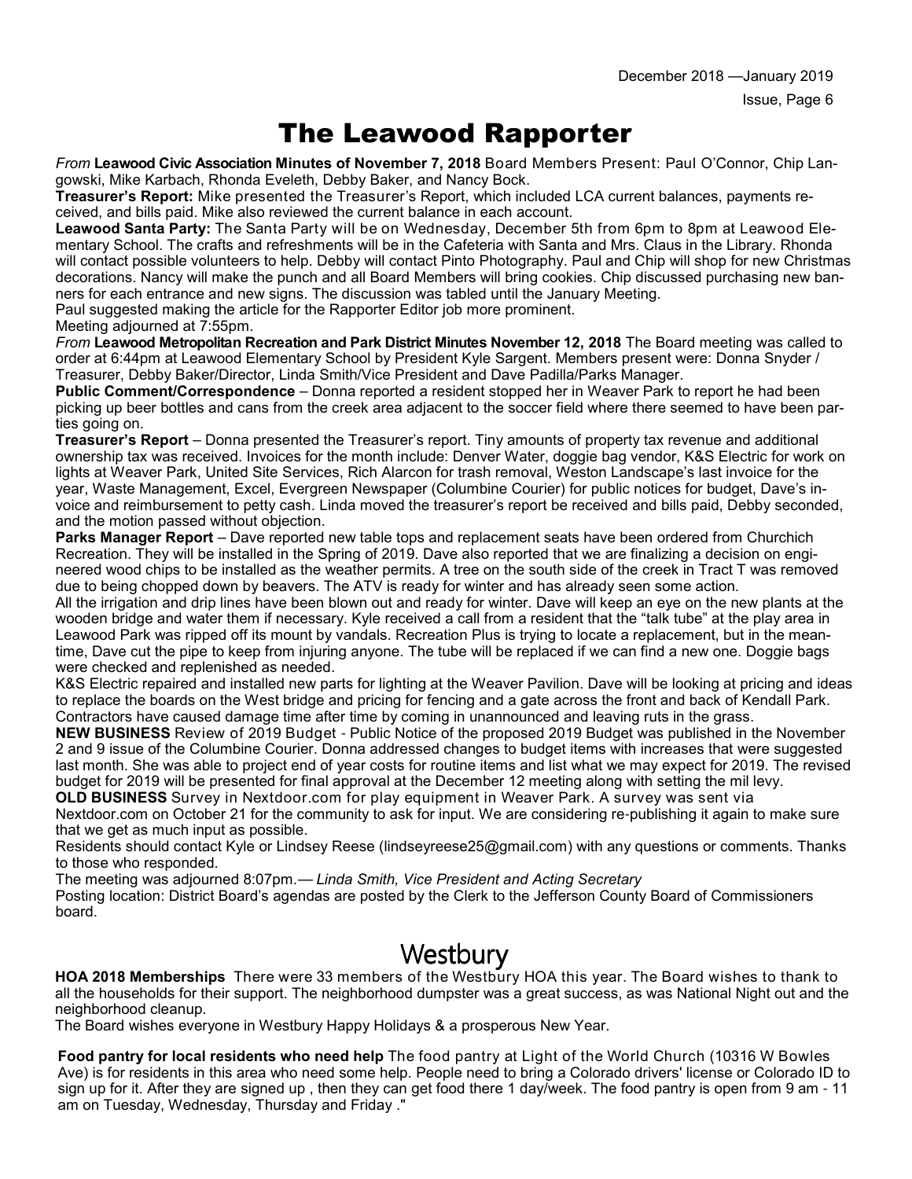# The Leawood Rapporter

*From* **Leawood Civic Association Minutes of November 7, 2018** Board Members Present: Paul O'Connor, Chip Langowski, Mike Karbach, Rhonda Eveleth, Debby Baker, and Nancy Bock.

**Treasurer's Report:** Mike presented the Treasurer's Report, which included LCA current balances, payments received, and bills paid. Mike also reviewed the current balance in each account.

**Leawood Santa Party:** The Santa Party will be on Wednesday, December 5th from 6pm to 8pm at Leawood Elementary School. The crafts and refreshments will be in the Cafeteria with Santa and Mrs. Claus in the Library. Rhonda will contact possible volunteers to help. Debby will contact Pinto Photography. Paul and Chip will shop for new Christmas decorations. Nancy will make the punch and all Board Members will bring cookies. Chip discussed purchasing new banners for each entrance and new signs. The discussion was tabled until the January Meeting.

Paul suggested making the article for the Rapporter Editor job more prominent.

Meeting adjourned at 7:55pm.

*From* **Leawood Metropolitan Recreation and Park District Minutes November 12, 2018** The Board meeting was called to order at 6:44pm at Leawood Elementary School by President Kyle Sargent. Members present were: Donna Snyder / Treasurer, Debby Baker/Director, Linda Smith/Vice President and Dave Padilla/Parks Manager.

**Public Comment/Correspondence** – Donna reported a resident stopped her in Weaver Park to report he had been picking up beer bottles and cans from the creek area adjacent to the soccer field where there seemed to have been parties going on.

**Treasurer's Report** – Donna presented the Treasurer's report. Tiny amounts of property tax revenue and additional ownership tax was received. Invoices for the month include: Denver Water, doggie bag vendor, K&S Electric for work on lights at Weaver Park, United Site Services, Rich Alarcon for trash removal, Weston Landscape's last invoice for the year, Waste Management, Excel, Evergreen Newspaper (Columbine Courier) for public notices for budget, Dave's invoice and reimbursement to petty cash. Linda moved the treasurer's report be received and bills paid, Debby seconded, and the motion passed without objection.

**Parks Manager Report** – Dave reported new table tops and replacement seats have been ordered from Churchich Recreation. They will be installed in the Spring of 2019. Dave also reported that we are finalizing a decision on engineered wood chips to be installed as the weather permits. A tree on the south side of the creek in Tract T was removed due to being chopped down by beavers. The ATV is ready for winter and has already seen some action.

All the irrigation and drip lines have been blown out and ready for winter. Dave will keep an eye on the new plants at the wooden bridge and water them if necessary. Kyle received a call from a resident that the "talk tube" at the play area in Leawood Park was ripped off its mount by vandals. Recreation Plus is trying to locate a replacement, but in the meantime, Dave cut the pipe to keep from injuring anyone. The tube will be replaced if we can find a new one. Doggie bags were checked and replenished as needed.

K&S Electric repaired and installed new parts for lighting at the Weaver Pavilion. Dave will be looking at pricing and ideas to replace the boards on the West bridge and pricing for fencing and a gate across the front and back of Kendall Park. Contractors have caused damage time after time by coming in unannounced and leaving ruts in the grass.

**NEW BUSINESS** Review of 2019 Budget - Public Notice of the proposed 2019 Budget was published in the November 2 and 9 issue of the Columbine Courier. Donna addressed changes to budget items with increases that were suggested last month. She was able to project end of year costs for routine items and list what we may expect for 2019. The revised budget for 2019 will be presented for final approval at the December 12 meeting along with setting the mil levy.

**OLD BUSINESS** Survey in Nextdoor.com for play equipment in Weaver Park. A survey was sent via Nextdoor.com on October 21 for the community to ask for input. We are considering re-publishing it again to make sure that we get as much input as possible.

Residents should contact Kyle or Lindsey Reese (lindseyreese25@gmail.com) with any questions or comments. Thanks to those who responded.

The meeting was adjourned 8:07pm.— *Linda Smith, Vice President and Acting Secretary*

Posting location: District Board's agendas are posted by the Clerk to the Jefferson County Board of Commissioners board.

## Westbury

**HOA 2018 Memberships** There were 33 members of the Westbury HOA this year. The Board wishes to thank to all the households for their support. The neighborhood dumpster was a great success, as was National Night out and the neighborhood cleanup.

The Board wishes everyone in Westbury Happy Holidays & a prosperous New Year.

**Food pantry for local residents who need help** The food pantry at Light of the World Church (10316 W Bowles Ave) is for residents in this area who need some help. People need to bring a Colorado drivers' license or Colorado ID to sign up for it. After they are signed up , then they can get food there 1 day/week. The food pantry is open from 9 am - 11 am on Tuesday, Wednesday, Thursday and Friday ."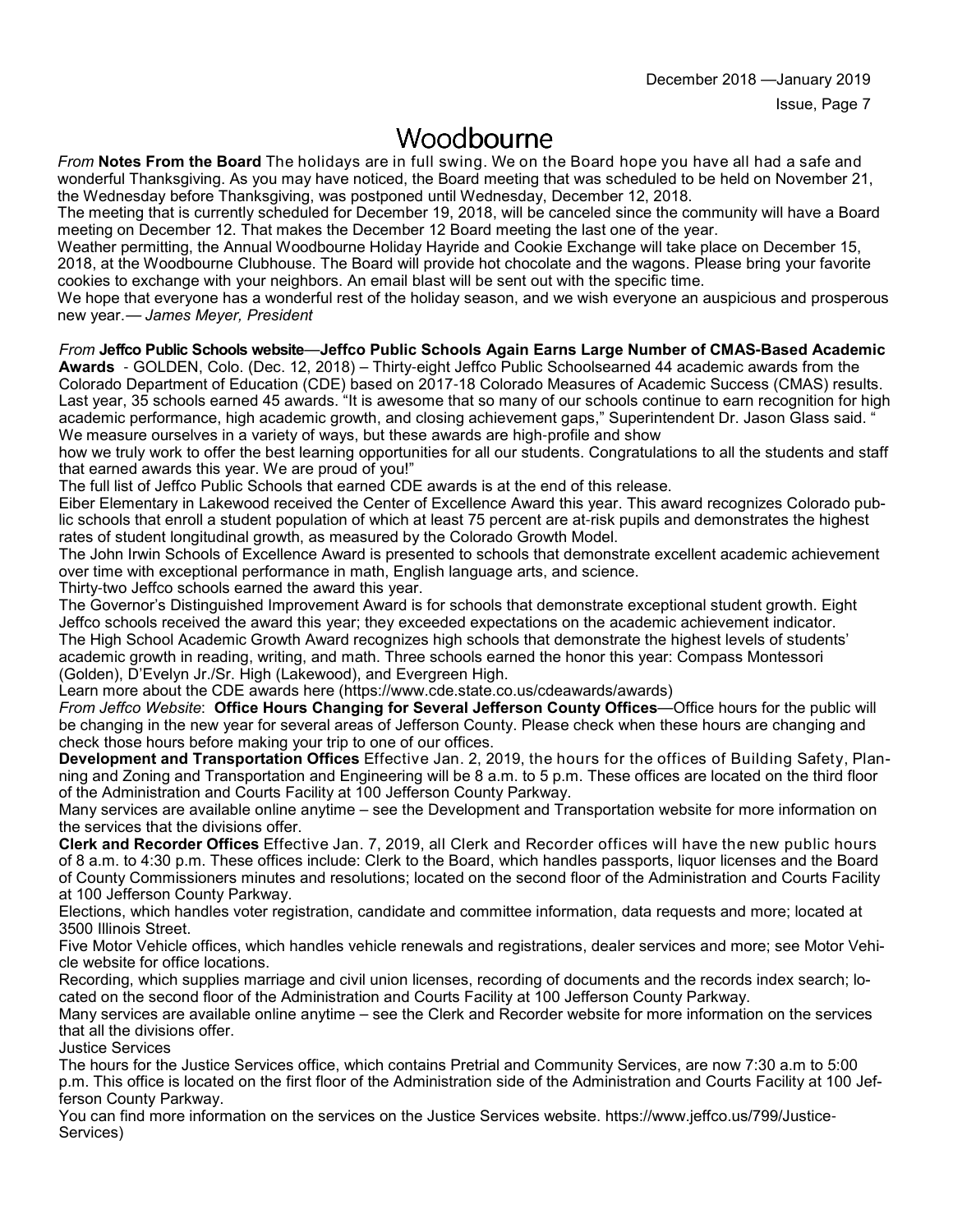# Woodbourne

*From* **Notes From the Board** The holidays are in full swing. We on the Board hope you have all had a safe and wonderful Thanksgiving. As you may have noticed, the Board meeting that was scheduled to be held on November 21, the Wednesday before Thanksgiving, was postponed until Wednesday, December 12, 2018.

The meeting that is currently scheduled for December 19, 2018, will be canceled since the community will have a Board meeting on December 12. That makes the December 12 Board meeting the last one of the year.

Weather permitting, the Annual Woodbourne Holiday Hayride and Cookie Exchange will take place on December 15, 2018, at the Woodbourne Clubhouse. The Board will provide hot chocolate and the wagons. Please bring your favorite cookies to exchange with your neighbors. An email blast will be sent out with the specific time.

We hope that everyone has a wonderful rest of the holiday season, and we wish everyone an auspicious and prosperous new year.— *James Meyer, President*

*From* **Jeffco Public Schools website**—**Jeffco Public Schools Again Earns Large Number of CMAS-Based Academic Awards** - GOLDEN, Colo. (Dec. 12, 2018) – Thirty-eight Jeffco Public Schoolsearned 44 academic awards from the Colorado Department of Education (CDE) based on 2017-18 Colorado Measures of Academic Success (CMAS) results. Last year, 35 schools earned 45 awards. "It is awesome that so many of our schools continue to earn recognition for high academic performance, high academic growth, and closing achievement gaps," Superintendent Dr. Jason Glass said. " We measure ourselves in a variety of ways, but these awards are high-profile and show how we truly work to offer the best learning opportunities for all our students. Congratulations to all the students and staff that earned awards this year. We are proud of you!"

The full list of Jeffco Public Schools that earned CDE awards is at the end of this release.

Eiber Elementary in Lakewood received the Center of Excellence Award this year. This award recognizes Colorado public schools that enroll a student population of which at least 75 percent are at-risk pupils and demonstrates the highest rates of student longitudinal growth, as measured by the Colorado Growth Model.

The John Irwin Schools of Excellence Award is presented to schools that demonstrate excellent academic achievement over time with exceptional performance in math, English language arts, and science.

Thirty-two Jeffco schools earned the award this year.

The Governor's Distinguished Improvement Award is for schools that demonstrate exceptional student growth. Eight Jeffco schools received the award this year; they exceeded expectations on the academic achievement indicator.

The High School Academic Growth Award recognizes high schools that demonstrate the highest levels of students' academic growth in reading, writing, and math. Three schools earned the honor this year: Compass Montessori (Golden), D'Evelyn Jr./Sr. High (Lakewood), and Evergreen High.

Learn more about the CDE awards here (https://www.cde.state.co.us/cdeawards/awards)

*From Jeffco Website*: **Office Hours Changing for Several Jefferson County Offices**—Office hours for the public will be changing in the new year for several areas of Jefferson County. Please check when these hours are changing and check those hours before making your trip to one of our offices.

**Development and Transportation Offices** Effective Jan. 2, 2019, the hours for the offices of Building Safety, Planning and Zoning and Transportation and Engineering will be 8 a.m. to 5 p.m. These offices are located on the third floor of the Administration and Courts Facility at 100 Jefferson County Parkway.

Many services are available online anytime – see the Development and Transportation website for more information on the services that the divisions offer.

**Clerk and Recorder Offices** Effective Jan. 7, 2019, all Clerk and Recorder offices will have the new public hours of 8 a.m. to 4:30 p.m. These offices include: Clerk to the Board, which handles passports, liquor licenses and the Board of County Commissioners minutes and resolutions; located on the second floor of the Administration and Courts Facility at 100 Jefferson County Parkway.

Elections, which handles voter registration, candidate and committee information, data requests and more; located at 3500 Illinois Street.

Five Motor Vehicle offices, which handles vehicle renewals and registrations, dealer services and more; see Motor Vehicle website for office locations.

Recording, which supplies marriage and civil union licenses, recording of documents and the records index search; located on the second floor of the Administration and Courts Facility at 100 Jefferson County Parkway.

Many services are available online anytime – see the Clerk and Recorder website for more information on the services that all the divisions offer.

Justice Services

The hours for the Justice Services office, which contains Pretrial and Community Services, are now 7:30 a.m to 5:00 p.m. This office is located on the first floor of the Administration side of the Administration and Courts Facility at 100 Jefferson County Parkway.

You can find more information on the services on the Justice Services website. https://www.jeffco.us/799/Justice-Services)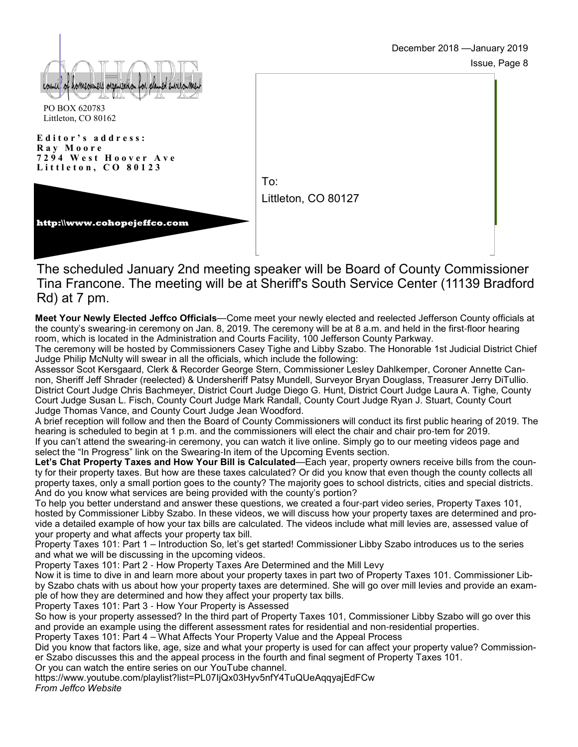COHOPE

council of homeowners organization for planned environment

PO BOX 620783
Littleton, CO 80162

**Editor's address:**
**Ray Moore**
**7294 West Hoover Ave**
**Littleton, CO 80123**

**http:\\www.cohopejeffco.com**

To:

Littleton, CO 80127

The scheduled January 2nd meeting speaker will be Board of County Commissioner Tina Francone. The meeting will be at Sheriff's South Service Center (11139 Bradford Rd) at 7 pm.

**Meet Your Newly Elected Jeffco Officials**—Come meet your newly elected and reelected Jefferson County officials at the county's swearing-in ceremony on Jan. 8, 2019. The ceremony will be at 8 a.m. and held in the first-floor hearing room, which is located in the Administration and Courts Facility, 100 Jefferson County Parkway.

The ceremony will be hosted by Commissioners Casey Tighe and Libby Szabo. The Honorable 1st Judicial District Chief Judge Philip McNulty will swear in all the officials, which include the following:

Assessor Scot Kersgaard, Clerk & Recorder George Stern, Commissioner Lesley Dahlkemper, Coroner Annette Cannon, Sheriff Jeff Shrader (reelected) & Undersheriff Patsy Mundell, Surveyor Bryan Douglass, Treasurer Jerry DiTullio. District Court Judge Chris Bachmeyer, District Court Judge Diego G. Hunt, District Court Judge Laura A. Tighe, County Court Judge Susan L. Fisch, County Court Judge Mark Randall, County Court Judge Ryan J. Stuart, County Court Judge Thomas Vance, and County Court Judge Jean Woodford.

A brief reception will follow and then the Board of County Commissioners will conduct its first public hearing of 2019. The hearing is scheduled to begin at 1 p.m. and the commissioners will elect the chair and chair pro-tem for 2019.

If you can't attend the swearing-in ceremony, you can watch it live online. Simply go to our meeting videos page and select the "In Progress" link on the Swearing-In item of the Upcoming Events section.

**Let's Chat Property Taxes and How Your Bill is Calculated**—Each year, property owners receive bills from the county for their property taxes. But how are these taxes calculated? Or did you know that even though the county collects all property taxes, only a small portion goes to the county? The majority goes to school districts, cities and special districts. And do you know what services are being provided with the county's portion?

To help you better understand and answer these questions, we created a four-part video series, Property Taxes 101, hosted by Commissioner Libby Szabo. In these videos, we will discuss how your property taxes are determined and provide a detailed example of how your tax bills are calculated. The videos include what mill levies are, assessed value of your property and what affects your property tax bill.

Property Taxes 101: Part 1 – Introduction So, let's get started! Commissioner Libby Szabo introduces us to the series and what we will be discussing in the upcoming videos.

Property Taxes 101: Part 2 - How Property Taxes Are Determined and the Mill Levy

Now it is time to dive in and learn more about your property taxes in part two of Property Taxes 101. Commissioner Libby Szabo chats with us about how your property taxes are determined. She will go over mill levies and provide an example of how they are determined and how they affect your property tax bills.

Property Taxes 101: Part 3 - How Your Property is Assessed

So how is your property assessed? In the third part of Property Taxes 101, Commissioner Libby Szabo will go over this and provide an example using the different assessment rates for residential and non-residential properties.

Property Taxes 101: Part 4 – What Affects Your Property Value and the Appeal Process

Did you know that factors like, age, size and what your property is used for can affect your property value? Commissioner Szabo discusses this and the appeal process in the fourth and final segment of Property Taxes 101.

Or you can watch the entire series on our YouTube channel.

https://www.youtube.com/playlist?list=PL07IjQx03Hyv5nfY4TuQUeAqqyajEdFCw

*From Jeffco Website*